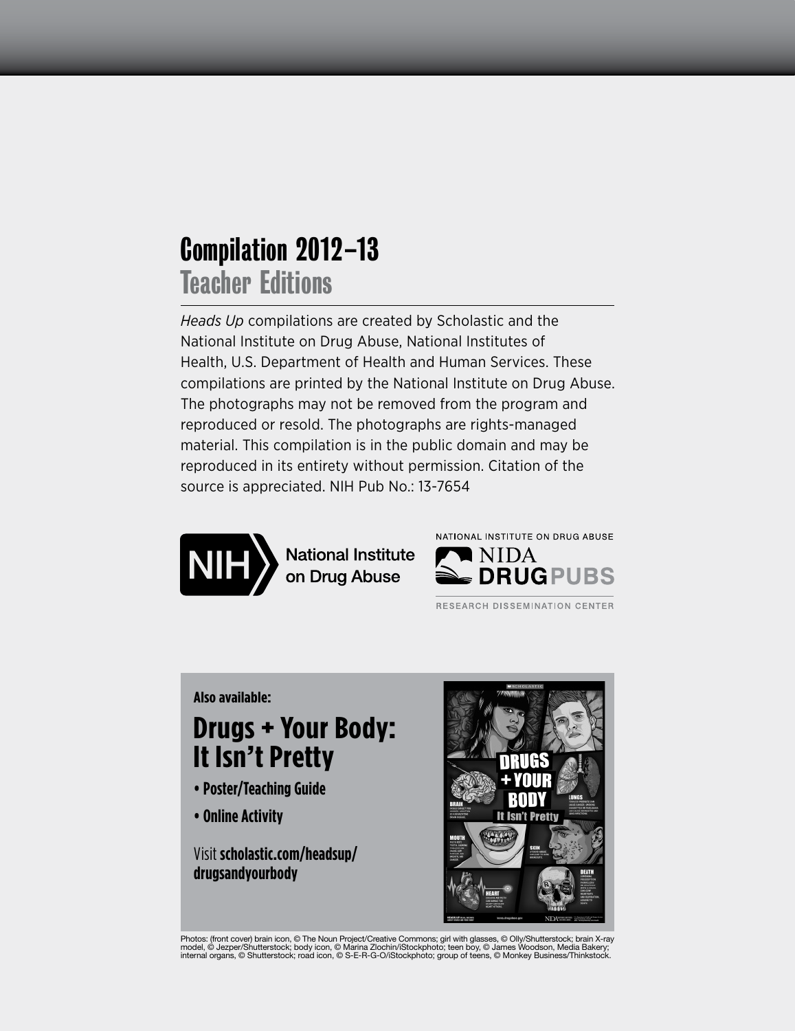# Compilation 2012–13
## Teacher Editions

*Heads Up* compilations are created by Scholastic and the National Institute on Drug Abuse, National Institutes of Health, U.S. Department of Health and Human Services. These compilations are printed by the National Institute on Drug Abuse. The photographs may not be removed from the program and reproduced or resold. The photographs are rights-managed material. This compilation is in the public domain and may be reproduced in its entirety without permission. Citation of the source is appreciated. NIH Pub No.: 13-7654

NIH National Institute on Drug Abuse

NATIONAL INSTITUTE ON DRUG ABUSE
NIDA DRUGPUBS
RESEARCH DISSEMINATION CENTER

**Also available:**

## Drugs + Your Body: It Isn't Pretty

- **Poster/Teaching Guide**
- **Online Activity**

Visit **scholastic.com/headsup/drugsandyourbody**

Photos: (front cover) brain icon, © The Noun Project/Creative Commons; girl with glasses, © Olly/Shutterstock; brain X-ray model, © Jezper/Shutterstock; body icon, © Marina Zlochin/iStockphoto; teen boy, © James Woodson, Media Bakery; internal organs, © Shutterstock; road icon, © S-E-R-G-O/iStockphoto; group of teens, © Monkey Business/Thinkstock.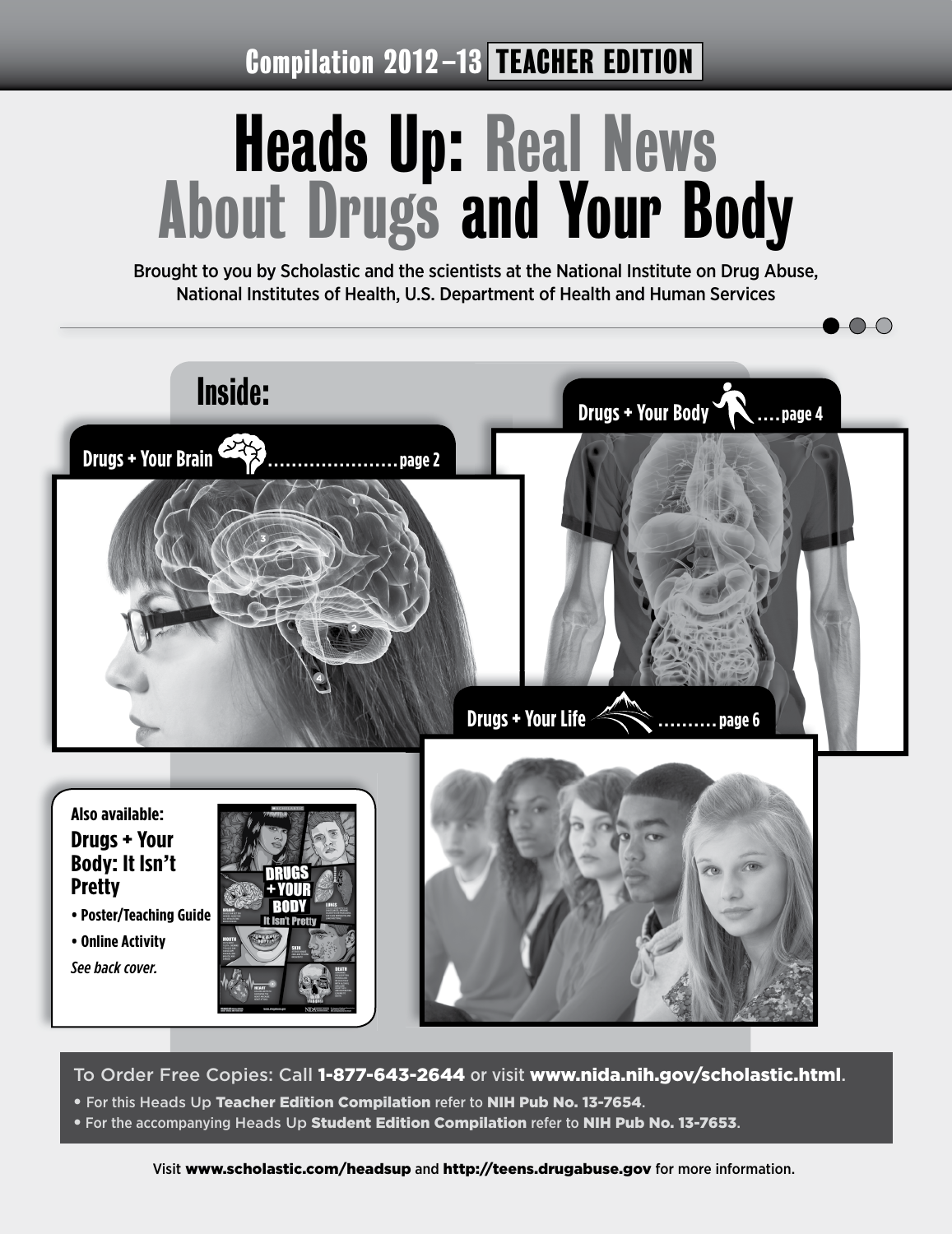Compilation 2012–13 **TEACHER EDITION**

# Heads Up: Real News About Drugs and Your Body

Brought to you by Scholastic and the scientists at the National Institute on Drug Abuse, National Institutes of Health, U.S. Department of Health and Human Services

## Inside:

- **Drugs + Your Brain** ...................... page 2
- **Drugs + Your Body** .... page 4
- **Drugs + Your Life** .......... page 6

**Also available:**

**Drugs + Your Body: It Isn't Pretty**

- Poster/Teaching Guide
- Online Activity

*See back cover.*

To Order Free Copies: Call **1-877-643-2644** or visit **www.nida.nih.gov/scholastic.html**.

- For this Heads Up **Teacher Edition Compilation** refer to **NIH Pub No. 13-7654**.
- For the accompanying Heads Up **Student Edition Compilation** refer to **NIH Pub No. 13-7653**.

Visit **www.scholastic.com/headsup** and **http://teens.drugabuse.gov** for more information.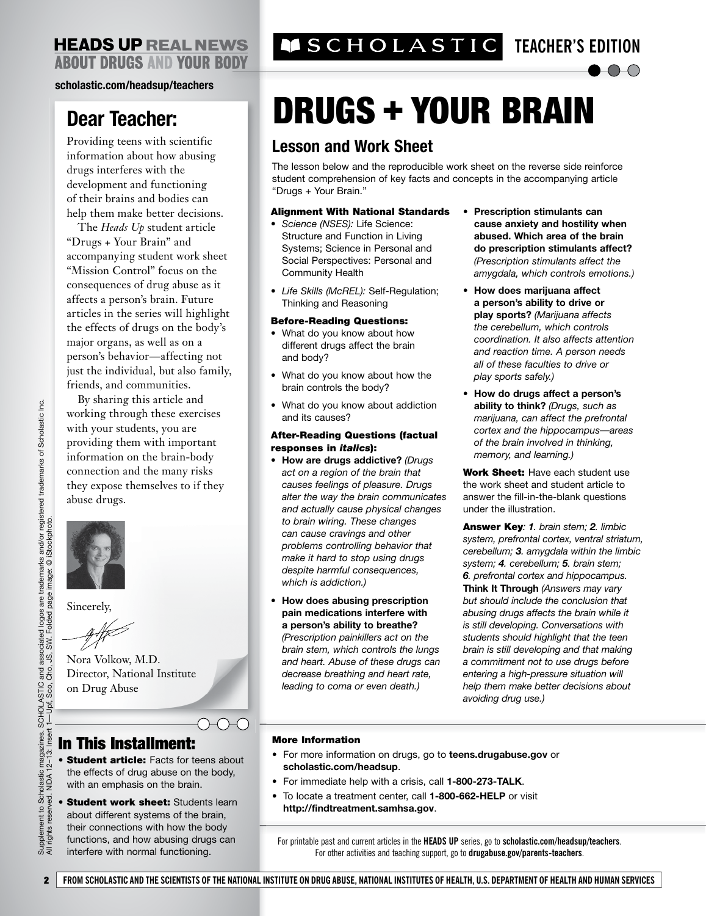HEADS UP REAL NEWS ABOUT DRUGS AND YOUR BODY

scholastic.com/headsup/teachers

SCHOLASTIC TEACHER'S EDITION

## Dear Teacher:

Providing teens with scientific information about how abusing drugs interferes with the development and functioning of their brains and bodies can help them make better decisions.

The *Heads Up* student article "Drugs + Your Brain" and accompanying student work sheet "Mission Control" focus on the consequences of drug abuse as it affects a person's brain. Future articles in the series will highlight the effects of drugs on the body's major organs, as well as on a person's behavior—affecting not just the individual, but also family, friends, and communities.

By sharing this article and working through these exercises with your students, you are providing them with important information on the brain-body connection and the many risks they expose themselves to if they abuse drugs.

Sincerely,

Nora Volkow, M.D.
Director, National Institute on Drug Abuse

## In This Installment:

- **Student article:** Facts for teens about the effects of drug abuse on the body, with an emphasis on the brain.
- **Student work sheet:** Students learn about different systems of the brain, their connections with how the body functions, and how abusing drugs can interfere with normal functioning.

Supplement to Scholastic magazines. SCHOLASTIC and associated logos are trademarks and/or registered trademarks of Scholastic Inc. All rights reserved. NIDA 12–13: Insert 1—Upf, Sco, Cho, JS, SW. Folded page image: © iStockphoto.

# DRUGS + YOUR BRAIN

## Lesson and Work Sheet

The lesson below and the reproducible work sheet on the reverse side reinforce student comprehension of key facts and concepts in the accompanying article "Drugs + Your Brain."

### Alignment With National Standards

- *Science (NSES):* Life Science: Structure and Function in Living Systems; Science in Personal and Social Perspectives: Personal and Community Health
- *Life Skills (McREL):* Self-Regulation; Thinking and Reasoning

### Before-Reading Questions:

- What do you know about how different drugs affect the brain and body?
- What do you know about how the brain controls the body?
- What do you know about addiction and its causes?

### After-Reading Questions (factual responses in *italics*):

- **How are drugs addictive?** *(Drugs act on a region of the brain that causes feelings of pleasure. Drugs alter the way the brain communicates and actually cause physical changes to brain wiring. These changes can cause cravings and other problems controlling behavior that make it hard to stop using drugs despite harmful consequences, which is addiction.)*
- **How does abusing prescription pain medications interfere with a person's ability to breathe?** *(Prescription painkillers act on the brain stem, which controls the lungs and heart. Abuse of these drugs can decrease breathing and heart rate, leading to coma or even death.)*
- **Prescription stimulants can cause anxiety and hostility when abused. Which area of the brain do prescription stimulants affect?** *(Prescription stimulants affect the amygdala, which controls emotions.)*
- **How does marijuana affect a person's ability to drive or play sports?** *(Marijuana affects the cerebellum, which controls coordination. It also affects attention and reaction time. A person needs all of these faculties to drive or play sports safely.)*
- **How do drugs affect a person's ability to think?** *(Drugs, such as marijuana, can affect the prefrontal cortex and the hippocampus—areas of the brain involved in thinking, memory, and learning.)*

**Work Sheet:** Have each student use the work sheet and student article to answer the fill-in-the-blank questions under the illustration.

**Answer Key***: **1**. brain stem; **2**. limbic system, prefrontal cortex, ventral striatum, cerebellum; **3**. amygdala within the limbic system; **4**. cerebellum; **5**. brain stem; **6**. prefrontal cortex and hippocampus.*

**Think It Through** *(Answers may vary but should include the conclusion that abusing drugs affects the brain while it is still developing. Conversations with students should highlight that the teen brain is still developing and that making a commitment not to use drugs before entering a high-pressure situation will help them make better decisions about avoiding drug use.)*

### More Information

- For more information on drugs, go to **teens.drugabuse.gov** or **scholastic.com/headsup**.
- For immediate help with a crisis, call **1-800-273-TALK**.
- To locate a treatment center, call **1-800-662-HELP** or visit **http://findtreatment.samhsa.gov**.

For printable past and current articles in the **HEADS UP** series, go to **scholastic.com/headsup/teachers**. For other activities and teaching support, go to **drugabuse.gov/parents-teachers**.

FROM SCHOLASTIC AND THE SCIENTISTS OF THE NATIONAL INSTITUTE ON DRUG ABUSE, NATIONAL INSTITUTES OF HEALTH, U.S. DEPARTMENT OF HEALTH AND HUMAN SERVICES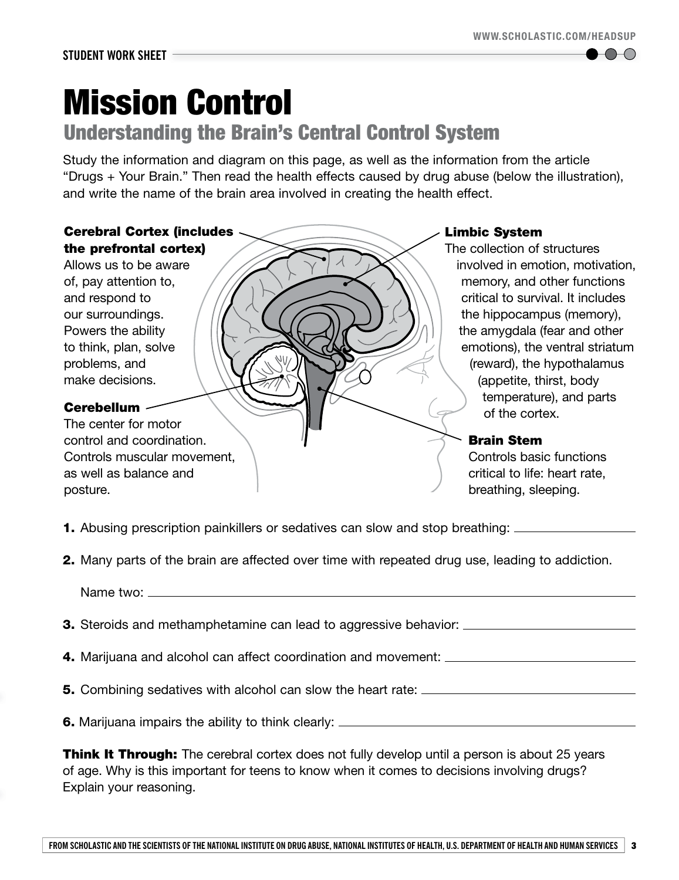STUDENT WORK SHEET

# Mission Control

## Understanding the Brain's Central Control System

Study the information and diagram on this page, as well as the information from the article "Drugs + Your Brain." Then read the health effects caused by drug abuse (below the illustration), and write the name of the brain area involved in creating the health effect.

**Cerebral Cortex (includes the prefrontal cortex)**
Allows us to be aware of, pay attention to, and respond to our surroundings. Powers the ability to think, plan, solve problems, and make decisions.

**Cerebellum**
The center for motor control and coordination. Controls muscular movement, as well as balance and posture.

**Limbic System**
The collection of structures involved in emotion, motivation, memory, and other functions critical to survival. It includes the hippocampus (memory), the amygdala (fear and other emotions), the ventral striatum (reward), the hypothalamus (appetite, thirst, body temperature), and parts of the cortex.

**Brain Stem**
Controls basic functions critical to life: heart rate, breathing, sleeping.

**1.** Abusing prescription painkillers or sedatives can slow and stop breathing: ____________________

**2.** Many parts of the brain are affected over time with repeated drug use, leading to addiction.

Name two: ____________________

**3.** Steroids and methamphetamine can lead to aggressive behavior: ____________________

**4.** Marijuana and alcohol can affect coordination and movement: ____________________

**5.** Combining sedatives with alcohol can slow the heart rate: ____________________

**6.** Marijuana impairs the ability to think clearly: ____________________

**Think It Through:** The cerebral cortex does not fully develop until a person is about 25 years of age. Why is this important for teens to know when it comes to decisions involving drugs? Explain your reasoning.

FROM SCHOLASTIC AND THE SCIENTISTS OF THE NATIONAL INSTITUTE ON DRUG ABUSE, NATIONAL INSTITUTES OF HEALTH, U.S. DEPARTMENT OF HEALTH AND HUMAN SERVICES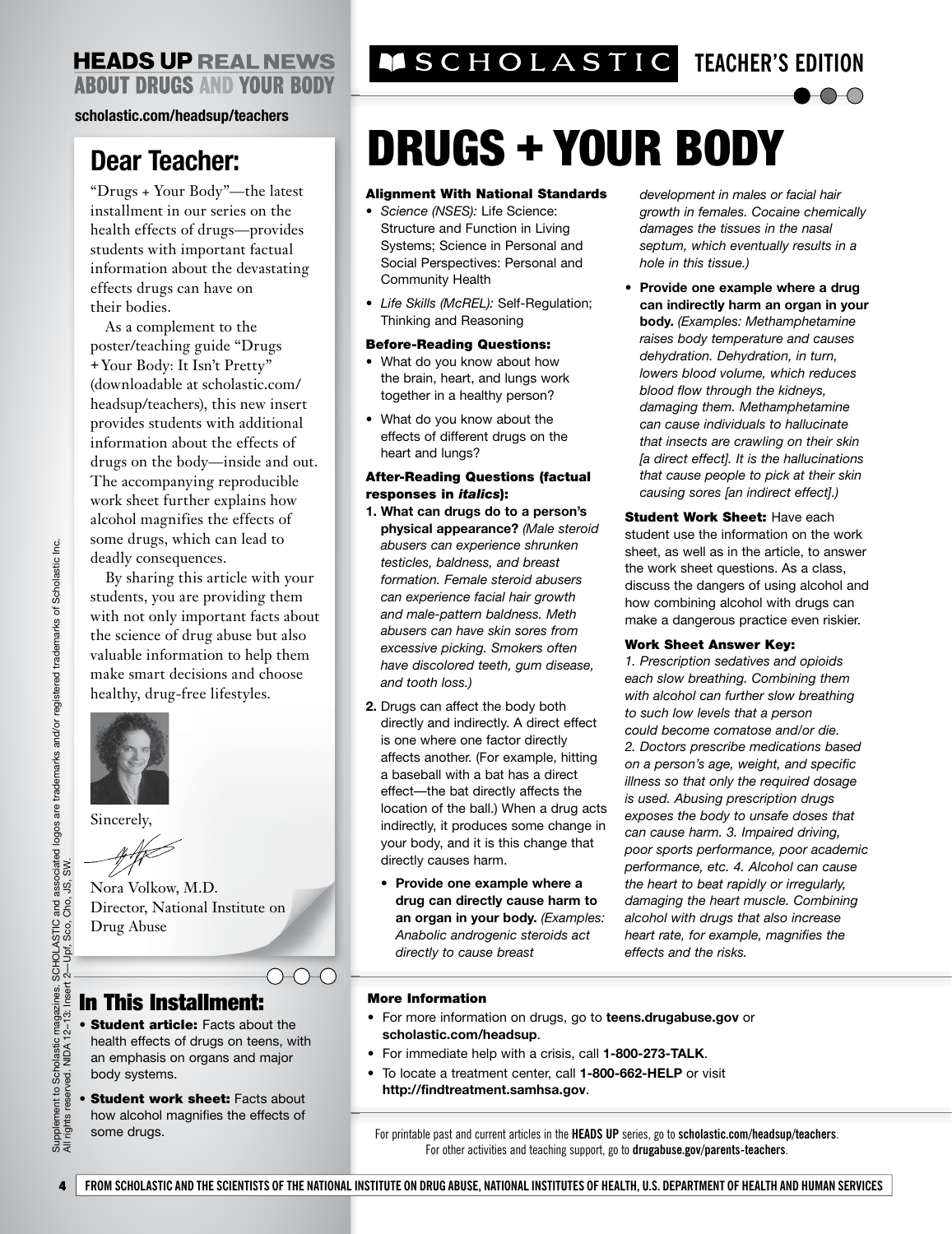HEADS UP REAL NEWS ABOUT DRUGS AND YOUR BODY

scholastic.com/headsup/teachers

SCHOLASTIC TEACHER'S EDITION

# DRUGS + YOUR BODY

## Dear Teacher:

"Drugs + Your Body"—the latest installment in our series on the health effects of drugs—provides students with important factual information about the devastating effects drugs can have on their bodies.

As a complement to the poster/teaching guide "Drugs + Your Body: It Isn't Pretty" (downloadable at scholastic.com/headsup/teachers), this new insert provides students with additional information about the effects of drugs on the body—inside and out. The accompanying reproducible work sheet further explains how alcohol magnifies the effects of some drugs, which can lead to deadly consequences.

By sharing this article with your students, you are providing them with not only important facts about the science of drug abuse but also valuable information to help them make smart decisions and choose healthy, drug-free lifestyles.

Sincerely,

Nora Volkow, M.D.
Director, National Institute on Drug Abuse

## In This Installment:

- **Student article:** Facts about the health effects of drugs on teens, with an emphasis on organs and major body systems.
- **Student work sheet:** Facts about how alcohol magnifies the effects of some drugs.

### Alignment With National Standards

- *Science (NSES):* Life Science: Structure and Function in Living Systems; Science in Personal and Social Perspectives: Personal and Community Health
- *Life Skills (McREL):* Self-Regulation; Thinking and Reasoning

### Before-Reading Questions:

- What do you know about how the brain, heart, and lungs work together in a healthy person?
- What do you know about the effects of different drugs on the heart and lungs?

### After-Reading Questions (factual responses in *italics*):

1. **What can drugs do to a person's physical appearance?** *(Male steroid abusers can experience shrunken testicles, baldness, and breast formation. Female steroid abusers can experience facial hair growth and male-pattern baldness. Meth abusers can have skin sores from excessive picking. Smokers often have discolored teeth, gum disease, and tooth loss.)*
2. Drugs can affect the body both directly and indirectly. A direct effect is one where one factor directly affects another. (For example, hitting a baseball with a bat has a direct effect—the bat directly affects the location of the ball.) When a drug acts indirectly, it produces some change in your body, and it is this change that directly causes harm.
   - **Provide one example where a drug can directly cause harm to an organ in your body.** *(Examples: Anabolic androgenic steroids act directly to cause breast development in males or facial hair growth in females. Cocaine chemically damages the tissues in the nasal septum, which eventually results in a hole in this tissue.)*
   - **Provide one example where a drug can indirectly harm an organ in your body.** *(Examples: Methamphetamine raises body temperature and causes dehydration. Dehydration, in turn, lowers blood volume, which reduces blood flow through the kidneys, damaging them. Methamphetamine can cause individuals to hallucinate that insects are crawling on their skin [a direct effect]. It is the hallucinations that cause people to pick at their skin causing sores [an indirect effect].)*

**Student Work Sheet:** Have each student use the information on the work sheet, as well as in the article, to answer the work sheet questions. As a class, discuss the dangers of using alcohol and how combining alcohol with drugs can make a dangerous practice even riskier.

### Work Sheet Answer Key:

*1. Prescription sedatives and opioids each slow breathing. Combining them with alcohol can further slow breathing to such low levels that a person could become comatose and/or die. 2. Doctors prescribe medications based on a person's age, weight, and specific illness so that only the required dosage is used. Abusing prescription drugs exposes the body to unsafe doses that can cause harm. 3. Impaired driving, poor sports performance, poor academic performance, etc. 4. Alcohol can cause the heart to beat rapidly or irregularly, damaging the heart muscle. Combining alcohol with drugs that also increase heart rate, for example, magnifies the effects and the risks.*

### More Information

- For more information on drugs, go to **teens.drugabuse.gov** or **scholastic.com/headsup**.
- For immediate help with a crisis, call **1-800-273-TALK**.
- To locate a treatment center, call **1-800-662-HELP** or visit **http://findtreatment.samhsa.gov**.

For printable past and current articles in the **HEADS UP** series, go to **scholastic.com/headsup/teachers**. For other activities and teaching support, go to **drugabuse.gov/parents-teachers**.

Supplement to Scholastic magazines. SCHOLASTIC and associated logos are trademarks and/or registered trademarks of Scholastic Inc. All rights reserved. NIDA 12–13: Insert 2—Upf, Sco, Cho, JS, SW.

FROM SCHOLASTIC AND THE SCIENTISTS OF THE NATIONAL INSTITUTE ON DRUG ABUSE, NATIONAL INSTITUTES OF HEALTH, U.S. DEPARTMENT OF HEALTH AND HUMAN SERVICES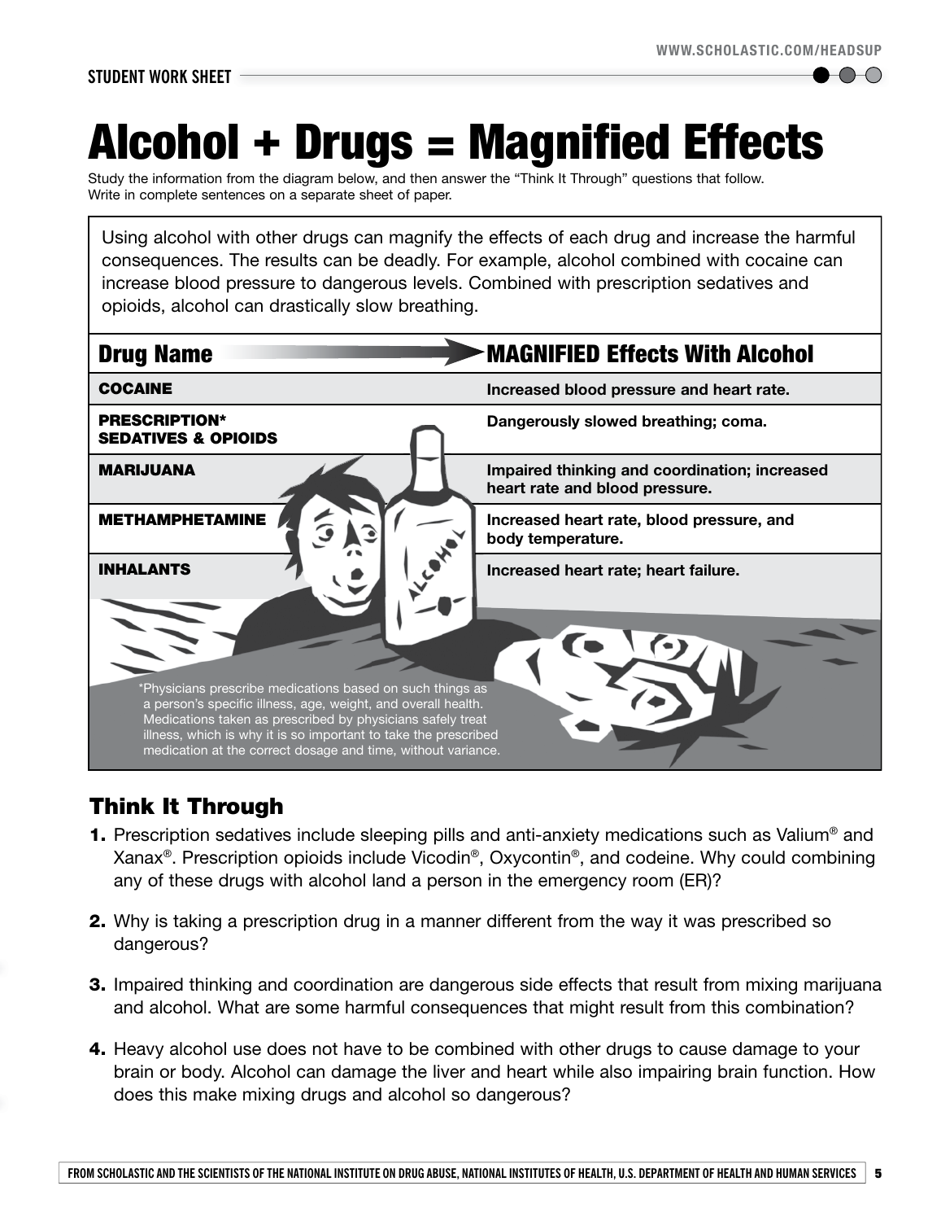STUDENT WORK SHEET

# Alcohol + Drugs = Magnified Effects

Study the information from the diagram below, and then answer the "Think It Through" questions that follow. Write in complete sentences on a separate sheet of paper.

Using alcohol with other drugs can magnify the effects of each drug and increase the harmful consequences. The results can be deadly. For example, alcohol combined with cocaine can increase blood pressure to dangerous levels. Combined with prescription sedatives and opioids, alcohol can drastically slow breathing.

| Drug Name | MAGNIFIED Effects With Alcohol |
|---|---|
| **COCAINE** | **Increased blood pressure and heart rate.** |
| **PRESCRIPTION* SEDATIVES & OPIOIDS** | **Dangerously slowed breathing; coma.** |
| **MARIJUANA** | **Impaired thinking and coordination; increased heart rate and blood pressure.** |
| **METHAMPHETAMINE** | **Increased heart rate, blood pressure, and body temperature.** |
| **INHALANTS** | **Increased heart rate; heart failure.** |

*Physicians prescribe medications based on such things as a person's specific illness, age, weight, and overall health. Medications taken as prescribed by physicians safely treat illness, which is why it is so important to take the prescribed medication at the correct dosage and time, without variance.

## Think It Through

1. Prescription sedatives include sleeping pills and anti-anxiety medications such as Valium® and Xanax®. Prescription opioids include Vicodin®, Oxycontin®, and codeine. Why could combining any of these drugs with alcohol land a person in the emergency room (ER)?

2. Why is taking a prescription drug in a manner different from the way it was prescribed so dangerous?

3. Impaired thinking and coordination are dangerous side effects that result from mixing marijuana and alcohol. What are some harmful consequences that might result from this combination?

4. Heavy alcohol use does not have to be combined with other drugs to cause damage to your brain or body. Alcohol can damage the liver and heart while also impairing brain function. How does this make mixing drugs and alcohol so dangerous?

FROM SCHOLASTIC AND THE SCIENTISTS OF THE NATIONAL INSTITUTE ON DRUG ABUSE, NATIONAL INSTITUTES OF HEALTH, U.S. DEPARTMENT OF HEALTH AND HUMAN SERVICES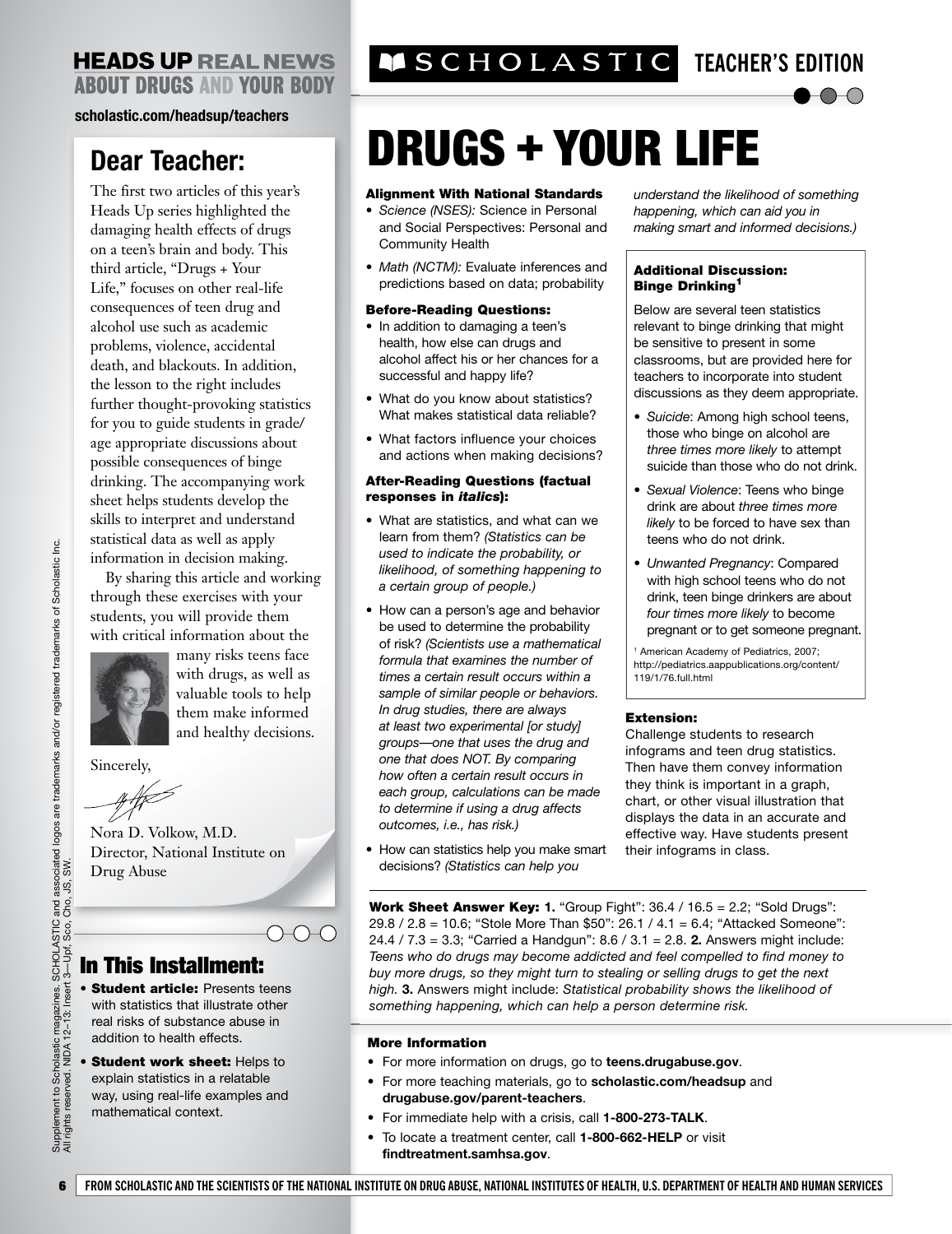**HEADS UP REAL NEWS ABOUT DRUGS AND YOUR BODY**

**scholastic.com/headsup/teachers**

## Dear Teacher:

The first two articles of this year's Heads Up series highlighted the damaging health effects of drugs on a teen's brain and body. This third article, "Drugs + Your Life," focuses on other real-life consequences of teen drug and alcohol use such as academic problems, violence, accidental death, and blackouts. In addition, the lesson to the right includes further thought-provoking statistics for you to guide students in grade/age appropriate discussions about possible consequences of binge drinking. The accompanying work sheet helps students develop the skills to interpret and understand statistical data as well as apply information in decision making.

By sharing this article and working through these exercises with your students, you will provide them with critical information about the many risks teens face with drugs, as well as valuable tools to help them make informed and healthy decisions.

Sincerely,

Nora D. Volkow, M.D.
Director, National Institute on Drug Abuse

## In This Installment:

- **Student article:** Presents teens with statistics that illustrate other real risks of substance abuse in addition to health effects.
- **Student work sheet:** Helps to explain statistics in a relatable way, using real-life examples and mathematical context.

Supplement to Scholastic magazines. SCHOLASTIC and associated logos are trademarks and/or registered trademarks of Scholastic Inc. All rights reserved. NIDA 12–13: Insert 3—Upf, Sco, Cho, JS, SW.

**SCHOLASTIC TEACHER'S EDITION**

# DRUGS + YOUR LIFE

#### Alignment With National Standards

- *Science (NSES):* Science in Personal and Social Perspectives: Personal and Community Health
- *Math (NCTM):* Evaluate inferences and predictions based on data; probability

#### Before-Reading Questions:

- In addition to damaging a teen's health, how else can drugs and alcohol affect his or her chances for a successful and happy life?
- What do you know about statistics? What makes statistical data reliable?
- What factors influence your choices and actions when making decisions?

#### After-Reading Questions (factual responses in *italics*):

- What are statistics, and what can we learn from them? *(Statistics can be used to indicate the probability, or likelihood, of something happening to a certain group of people.)*
- How can a person's age and behavior be used to determine the probability of risk? *(Scientists use a mathematical formula that examines the number of times a certain result occurs within a sample of similar people or behaviors. In drug studies, there are always at least two experimental [or study] groups—one that uses the drug and one that does NOT. By comparing how often a certain result occurs in each group, calculations can be made to determine if using a drug affects outcomes, i.e., has risk.)*
- How can statistics help you make smart decisions? *(Statistics can help you understand the likelihood of something happening, which can aid you in making smart and informed decisions.)*

#### Additional Discussion: Binge Drinking[1]

Below are several teen statistics relevant to binge drinking that might be sensitive to present in some classrooms, but are provided here for teachers to incorporate into student discussions as they deem appropriate.

- *Suicide*: Among high school teens, those who binge on alcohol are *three times more likely* to attempt suicide than those who do not drink.
- *Sexual Violence*: Teens who binge drink are about *three times more likely* to be forced to have sex than teens who do not drink.
- *Unwanted Pregnancy*: Compared with high school teens who do not drink, teen binge drinkers are about *four times more likely* to become pregnant or to get someone pregnant.

[1] American Academy of Pediatrics, 2007; http://pediatrics.aappublications.org/content/119/1/76.full.html

#### Extension:

Challenge students to research infograms and teen drug statistics. Then have them convey information they think is important in a graph, chart, or other visual illustration that displays the data in an accurate and effective way. Have students present their infograms in class.

**Work Sheet Answer Key: 1.** "Group Fight": 36.4 / 16.5 = 2.2; "Sold Drugs": 29.8 / 2.8 = 10.6; "Stole More Than $50": 26.1 / 4.1 = 6.4; "Attacked Someone": 24.4 / 7.3 = 3.3; "Carried a Handgun": 8.6 / 3.1 = 2.8. **2.** Answers might include: *Teens who do drugs may become addicted and feel compelled to find money to buy more drugs, so they might turn to stealing or selling drugs to get the next high.* **3.** Answers might include: *Statistical probability shows the likelihood of something happening, which can help a person determine risk.*

#### More Information

- For more information on drugs, go to **teens.drugabuse.gov**.
- For more teaching materials, go to **scholastic.com/headsup** and **drugabuse.gov/parent-teachers**.
- For immediate help with a crisis, call **1-800-273-TALK**.
- To locate a treatment center, call **1-800-662-HELP** or visit **findtreatment.samhsa.gov**.

**FROM SCHOLASTIC AND THE SCIENTISTS OF THE NATIONAL INSTITUTE ON DRUG ABUSE, NATIONAL INSTITUTES OF HEALTH, U.S. DEPARTMENT OF HEALTH AND HUMAN SERVICES**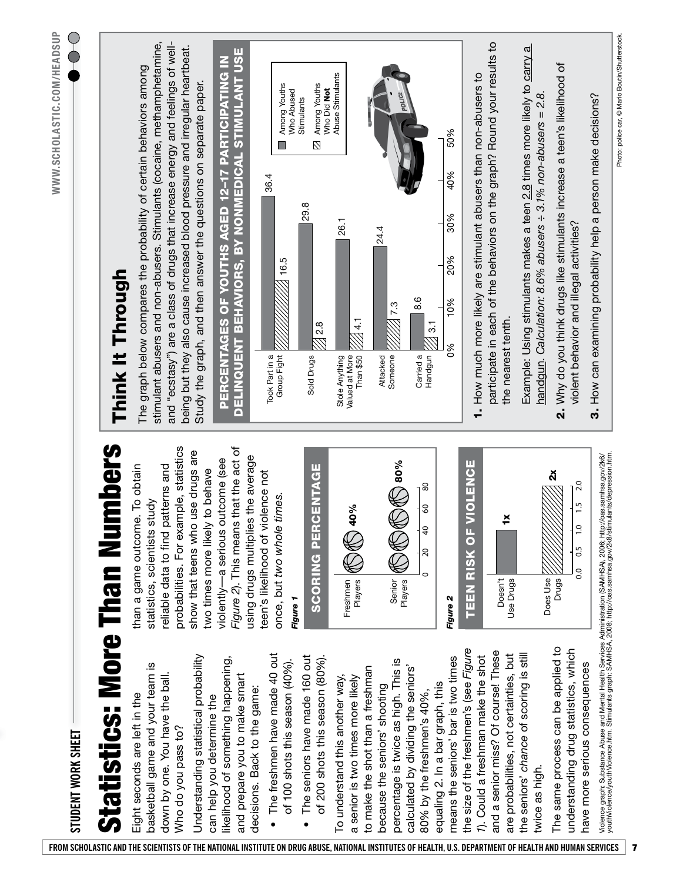STUDENT WORK SHEET

WWW.SCHOLASTIC.COM/HEADSUP

# Statistics: More Than Numbers

Eight seconds are left in the basketball game and your team is down by one. You have the ball. Who do you pass to?

Understanding statistical probability can help you determine the likelihood of something happening, and prepare you to make smart decisions. Back to the game:

- The freshmen have made 40 out of 100 shots this season (40%).
- The seniors have made 160 out of 200 shots this season (80%).

To understand this another way, a senior is two times more likely to make the shot than a freshman because the seniors' shooting percentage is twice as high. This is calculated by dividing the seniors' 80% by the freshman's 40%, equaling 2. In a bar graph, this means the seniors' bar is two times the size of the freshmen's (see *Figure 1*). Could a freshman make the shot and a senior miss? Of course! These are probabilities, not certainties, but the seniors' *chance* of scoring is still twice as high.

The same process can be applied to understanding drug statistics, which have more serious consequences than a game outcome. To obtain statistics, scientists study reliable data to find patterns and probabilities. For example, statistics show that teens who use drugs are two times more likely to behave violently—a serious outcome (see *Figure 2*). This means that the act of using drugs multiplies the average teen's likelihood of violence not once, but *two whole times*.

*Figure 1*

SCORING PERCENTAGE

Freshmen Players
40%
Senior Players
80%
0 20 40 60 80

*Figure 2*

TEEN RISK OF VIOLENCE

Doesn't Use Drugs
1x
Does Use Drugs
2x
0.0 0.5 1.0 1.5 2.0

Violence graph: Substance Abuse and Mental Health Services Administration (SAMHSA), 2006; http://oas.samhsa.gov/2k6/youthViolence/youthViolence.htm. Stimulants graph: SAMHSA, 2008; http://oas.samhsa.gov/2k8/stimulants/depression.htm.

## Think It Through

The graph below compares the probability of certain behaviors among stimulant abusers and non-abusers. Stimulants (cocaine, methamphetamine, and "ecstasy") are a class of drugs that increase energy and feelings of well-being but they also cause increased blood pressure and irregular heartbeat. Study the graph, and then answer the questions on separate paper.

PERCENTAGES OF YOUTHS AGED 12–17 PARTICIPATING IN DELINQUENT BEHAVIORS, BY NONMEDICAL STIMULANT USE

Took Part in a Group Fight: 36.4, 16.5
Sold Drugs: 29.8, 2.8
Stole Anything Valued at More Than $50: 26.1, 4.1
Attacked Someone: 24.4, 7.3
Carried a Handgun: 8.6, 3.1

0% 10% 20% 30% 40% 50%

Among Youths Who Abused Stimulants
Among Youths Who Did **Not** Abuse Stimulants

1. How much more likely are stimulant abusers than non-abusers to participate in each of the behaviors on the graph? Round your results to the nearest tenth.

   Example: Using stimulants makes a teen <u>2.8</u> times more likely to <u>carry a handgun</u>. *Calculation: 8.6% abusers ÷ 3.1% non-abusers = 2.8.*

2. Why do you think drugs like stimulants increase a teen's likelihood of violent behavior and illegal activities?

3. How can examining probability help a person make decisions?

Photo: police car, © Mario Boutin/Shutterstock.

FROM SCHOLASTIC AND THE SCIENTISTS OF THE NATIONAL INSTITUTE ON DRUG ABUSE, NATIONAL INSTITUTES OF HEALTH, U.S. DEPARTMENT OF HEALTH AND HUMAN SERVICES